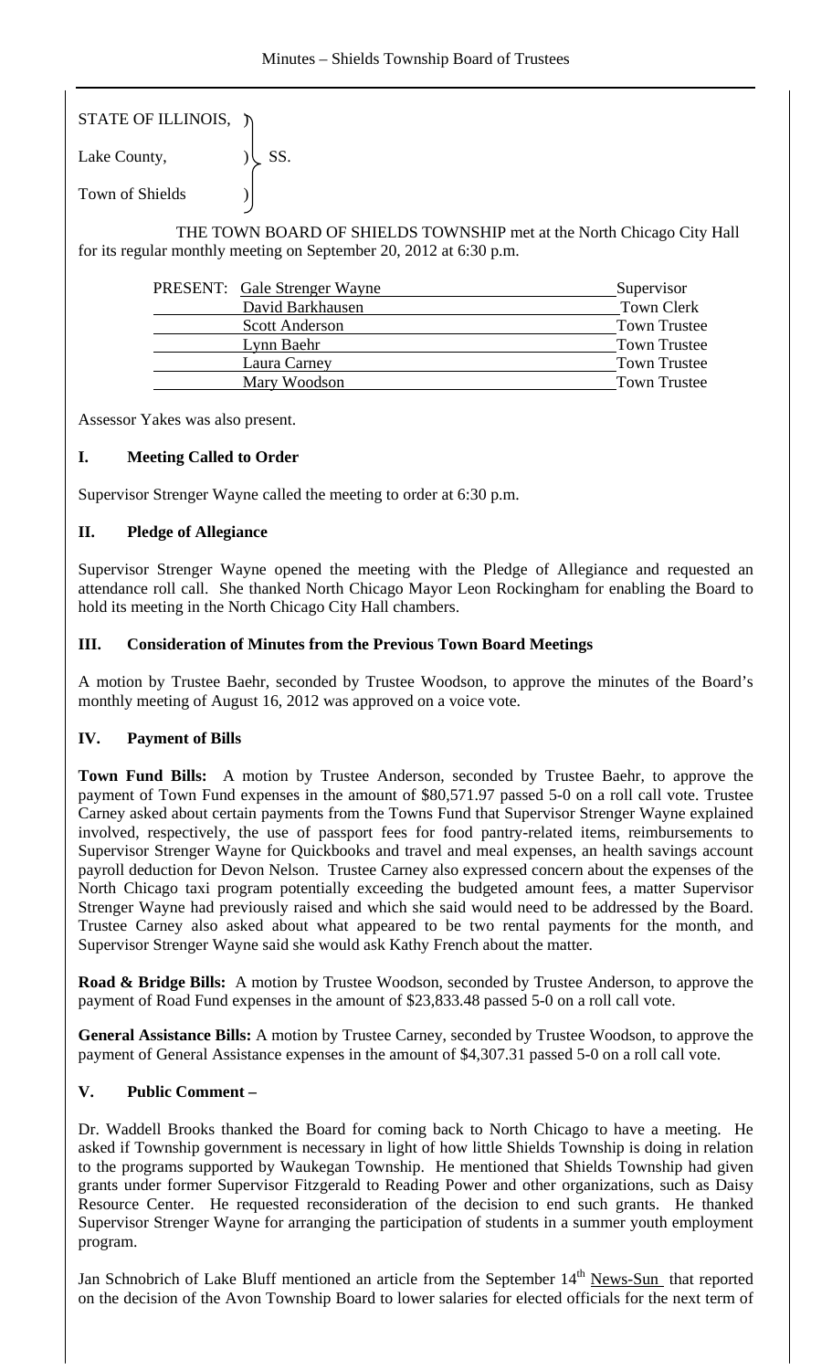STATE OF ILLINOIS, )
Lake County, ) SS.
Town of Shields )

THE TOWN BOARD OF SHIELDS TOWNSHIP met at the North Chicago City Hall for its regular monthly meeting on September 20, 2012 at 6:30 p.m.

| PRESENT: | | |
|---|---|---|
| | Gale Strenger Wayne | Supervisor |
| | David Barkhausen | Town Clerk |
| | Scott Anderson | Town Trustee |
| | Lynn Baehr | Town Trustee |
| | Laura Carney | Town Trustee |
| | Mary Woodson | Town Trustee |

Assessor Yakes was also present.

## I. Meeting Called to Order

Supervisor Strenger Wayne called the meeting to order at 6:30 p.m.

## II. Pledge of Allegiance

Supervisor Strenger Wayne opened the meeting with the Pledge of Allegiance and requested an attendance roll call. She thanked North Chicago Mayor Leon Rockingham for enabling the Board to hold its meeting in the North Chicago City Hall chambers.

## III. Consideration of Minutes from the Previous Town Board Meetings

A motion by Trustee Baehr, seconded by Trustee Woodson, to approve the minutes of the Board's monthly meeting of August 16, 2012 was approved on a voice vote.

## IV. Payment of Bills

**Town Fund Bills:** A motion by Trustee Anderson, seconded by Trustee Baehr, to approve the payment of Town Fund expenses in the amount of $80,571.97 passed 5-0 on a roll call vote. Trustee Carney asked about certain payments from the Towns Fund that Supervisor Strenger Wayne explained involved, respectively, the use of passport fees for food pantry-related items, reimbursements to Supervisor Strenger Wayne for Quickbooks and travel and meal expenses, an health savings account payroll deduction for Devon Nelson. Trustee Carney also expressed concern about the expenses of the North Chicago taxi program potentially exceeding the budgeted amount fees, a matter Supervisor Strenger Wayne had previously raised and which she said would need to be addressed by the Board. Trustee Carney also asked about what appeared to be two rental payments for the month, and Supervisor Strenger Wayne said she would ask Kathy French about the matter.

**Road & Bridge Bills:** A motion by Trustee Woodson, seconded by Trustee Anderson, to approve the payment of Road Fund expenses in the amount of $23,833.48 passed 5-0 on a roll call vote.

**General Assistance Bills:** A motion by Trustee Carney, seconded by Trustee Woodson, to approve the payment of General Assistance expenses in the amount of $4,307.31 passed 5-0 on a roll call vote.

## V. Public Comment –

Dr. Waddell Brooks thanked the Board for coming back to North Chicago to have a meeting. He asked if Township government is necessary in light of how little Shields Township is doing in relation to the programs supported by Waukegan Township. He mentioned that Shields Township had given grants under former Supervisor Fitzgerald to Reading Power and other organizations, such as Daisy Resource Center. He requested reconsideration of the decision to end such grants. He thanked Supervisor Strenger Wayne for arranging the participation of students in a summer youth employment program.

Jan Schnobrich of Lake Bluff mentioned an article from the September 14th News-Sun that reported on the decision of the Avon Township Board to lower salaries for elected officials for the next term of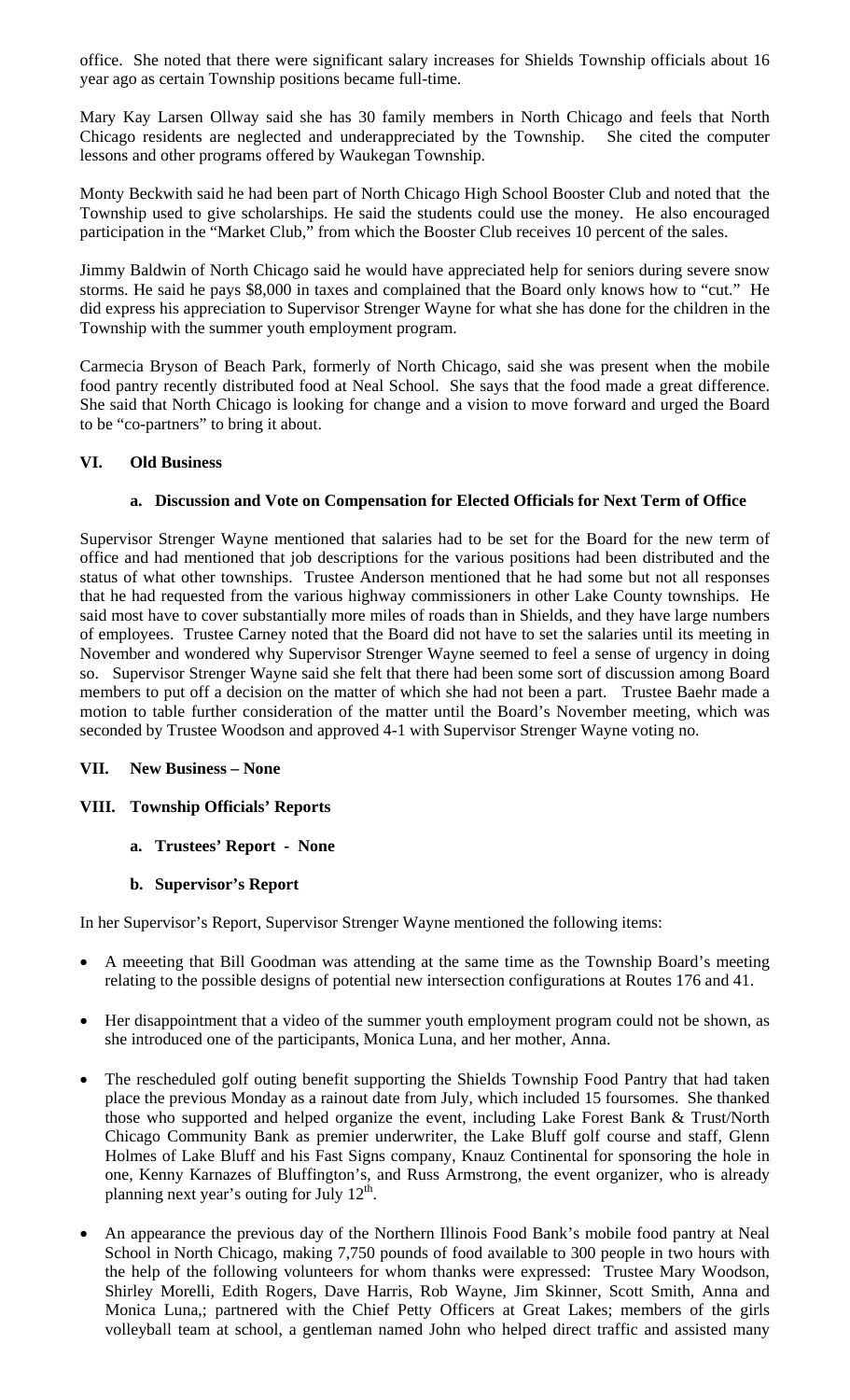office. She noted that there were significant salary increases for Shields Township officials about 16 year ago as certain Township positions became full-time.

Mary Kay Larsen Ollway said she has 30 family members in North Chicago and feels that North Chicago residents are neglected and underappreciated by the Township. She cited the computer lessons and other programs offered by Waukegan Township.

Monty Beckwith said he had been part of North Chicago High School Booster Club and noted that the Township used to give scholarships. He said the students could use the money. He also encouraged participation in the "Market Club," from which the Booster Club receives 10 percent of the sales.

Jimmy Baldwin of North Chicago said he would have appreciated help for seniors during severe snow storms. He said he pays $8,000 in taxes and complained that the Board only knows how to "cut." He did express his appreciation to Supervisor Strenger Wayne for what she has done for the children in the Township with the summer youth employment program.

Carmecia Bryson of Beach Park, formerly of North Chicago, said she was present when the mobile food pantry recently distributed food at Neal School. She says that the food made a great difference. She said that North Chicago is looking for change and a vision to move forward and urged the Board to be "co-partners" to bring it about.

**VI. Old Business**

**a. Discussion and Vote on Compensation for Elected Officials for Next Term of Office**

Supervisor Strenger Wayne mentioned that salaries had to be set for the Board for the new term of office and had mentioned that job descriptions for the various positions had been distributed and the status of what other townships. Trustee Anderson mentioned that he had some but not all responses that he had requested from the various highway commissioners in other Lake County townships. He said most have to cover substantially more miles of roads than in Shields, and they have large numbers of employees. Trustee Carney noted that the Board did not have to set the salaries until its meeting in November and wondered why Supervisor Strenger Wayne seemed to feel a sense of urgency in doing so. Supervisor Strenger Wayne said she felt that there had been some sort of discussion among Board members to put off a decision on the matter of which she had not been a part. Trustee Baehr made a motion to table further consideration of the matter until the Board's November meeting, which was seconded by Trustee Woodson and approved 4-1 with Supervisor Strenger Wayne voting no.

**VII. New Business – None**

**VIII. Township Officials' Reports**

**a. Trustees' Report - None**

**b. Supervisor's Report**

In her Supervisor's Report, Supervisor Strenger Wayne mentioned the following items:

- A meeeting that Bill Goodman was attending at the same time as the Township Board's meeting relating to the possible designs of potential new intersection configurations at Routes 176 and 41.
- Her disappointment that a video of the summer youth employment program could not be shown, as she introduced one of the participants, Monica Luna, and her mother, Anna.
- The rescheduled golf outing benefit supporting the Shields Township Food Pantry that had taken place the previous Monday as a rainout date from July, which included 15 foursomes. She thanked those who supported and helped organize the event, including Lake Forest Bank & Trust/North Chicago Community Bank as premier underwriter, the Lake Bluff golf course and staff, Glenn Holmes of Lake Bluff and his Fast Signs company, Knauz Continental for sponsoring the hole in one, Kenny Karnazes of Bluffington's, and Russ Armstrong, the event organizer, who is already planning next year's outing for July 12th.
- An appearance the previous day of the Northern Illinois Food Bank's mobile food pantry at Neal School in North Chicago, making 7,750 pounds of food available to 300 people in two hours with the help of the following volunteers for whom thanks were expressed: Trustee Mary Woodson, Shirley Morelli, Edith Rogers, Dave Harris, Rob Wayne, Jim Skinner, Scott Smith, Anna and Monica Luna,; partnered with the Chief Petty Officers at Great Lakes; members of the girls volleyball team at school, a gentleman named John who helped direct traffic and assisted many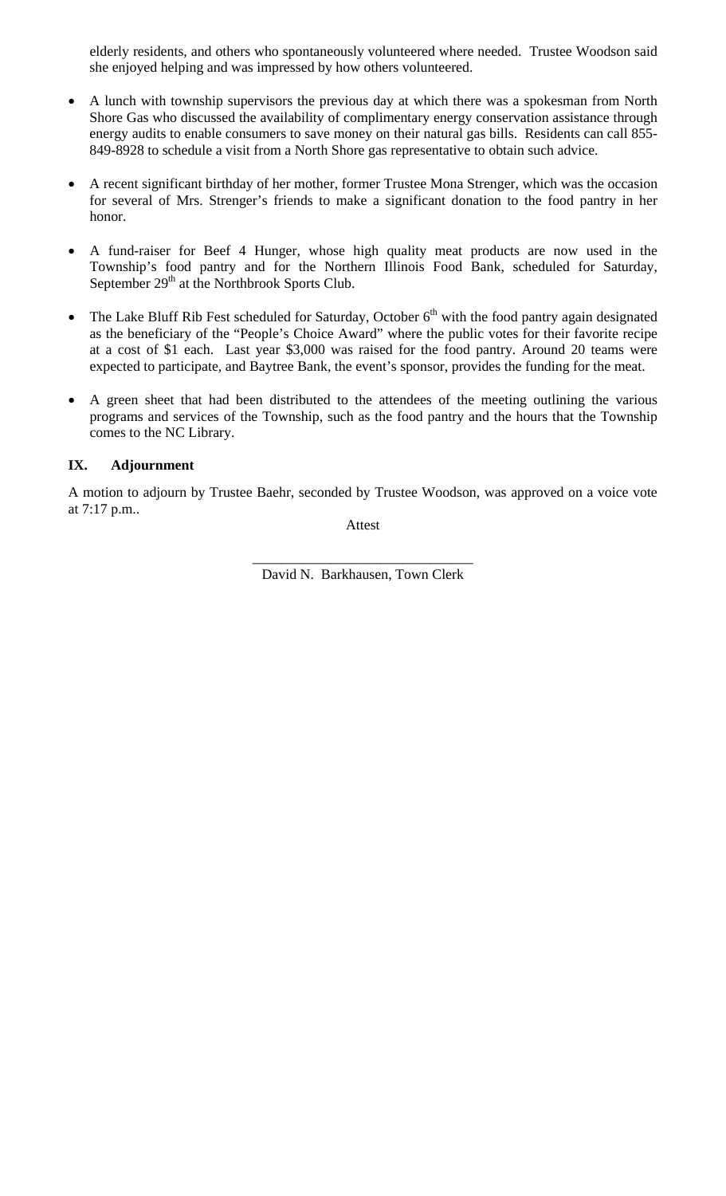elderly residents, and others who spontaneously volunteered where needed. Trustee Woodson said she enjoyed helping and was impressed by how others volunteered.

- A lunch with township supervisors the previous day at which there was a spokesman from North Shore Gas who discussed the availability of complimentary energy conservation assistance through energy audits to enable consumers to save money on their natural gas bills. Residents can call 855-849-8928 to schedule a visit from a North Shore gas representative to obtain such advice.

- A recent significant birthday of her mother, former Trustee Mona Strenger, which was the occasion for several of Mrs. Strenger's friends to make a significant donation to the food pantry in her honor.

- A fund-raiser for Beef 4 Hunger, whose high quality meat products are now used in the Township's food pantry and for the Northern Illinois Food Bank, scheduled for Saturday, September 29th at the Northbrook Sports Club.

- The Lake Bluff Rib Fest scheduled for Saturday, October 6th with the food pantry again designated as the beneficiary of the "People's Choice Award" where the public votes for their favorite recipe at a cost of $1 each. Last year $3,000 was raised for the food pantry. Around 20 teams were expected to participate, and Baytree Bank, the event's sponsor, provides the funding for the meat.

- A green sheet that had been distributed to the attendees of the meeting outlining the various programs and services of the Township, such as the food pantry and the hours that the Township comes to the NC Library.

## IX. Adjournment

A motion to adjourn by Trustee Baehr, seconded by Trustee Woodson, was approved on a voice vote at 7:17 p.m..

Attest

_______________________________
David N. Barkhausen, Town Clerk